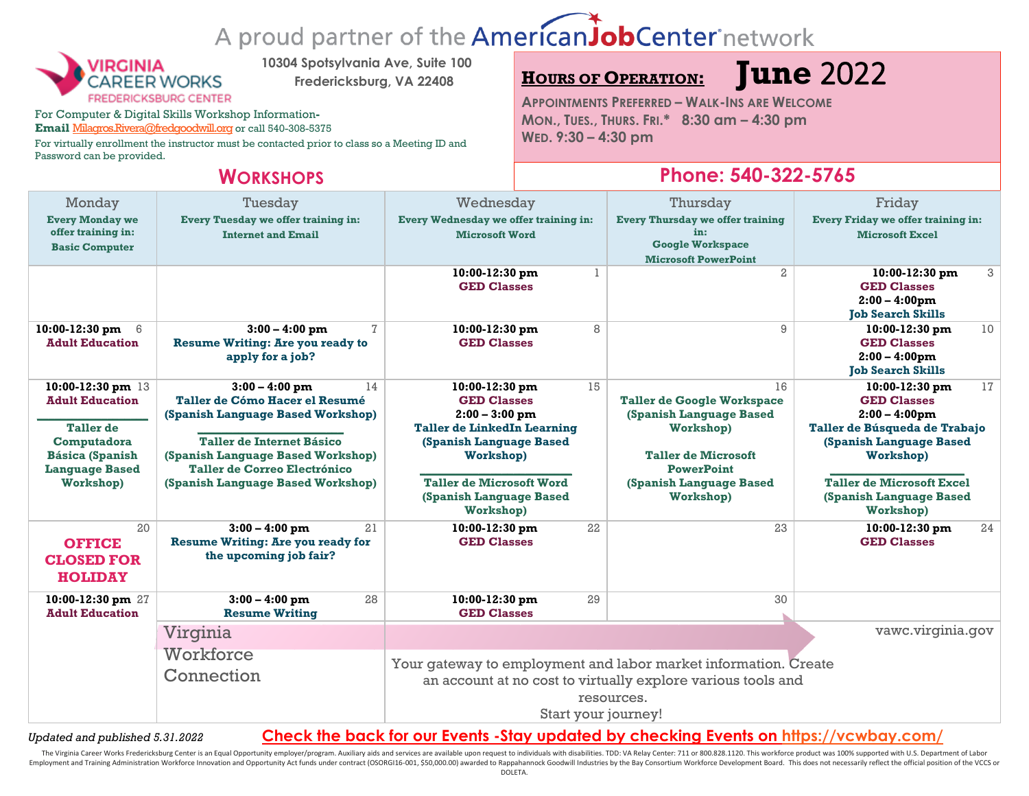A proud partner of the AmericanJobCenter network

**VIRGINIA CAREER WORKS**
FREDERICKSBURG CENTER

10304 Spotsylvania Ave, Suite 100
Fredericksburg, VA 22408

For Computer & Digital Skills Workshop Information-
**Email** Milagros.Rivera@fredgoodwill.org or call 540-308-5375

For virtually enrollment the instructor must be contacted prior to class so a Meeting ID and Password can be provided.

**HOURS OF OPERATION:** **June 2022**

APPOINTMENTS PREFERRED – WALK-INS ARE WELCOME
MON., TUES., THURS. FRI.* 8:30 am – 4:30 pm
WED. 9:30 – 4:30 pm

**Phone: 540-322-5765**

## WORKSHOPS

| Monday | Tuesday | Wednesday | Thursday | Friday |
|---|---|---|---|---|
| **Every Monday we offer training in: Basic Computer** | **Every Tuesday we offer training in: Internet and Email** | **Every Wednesday we offer training in: Microsoft Word** | **Every Thursday we offer training in: Google Workspace Microsoft PowerPoint** | **Every Friday we offer training in: Microsoft Excel** |
| | | 1 **10:00-12:30 pm** **GED Classes** | 2 | 3 **10:00-12:30 pm** **GED Classes** **2:00 – 4:00pm** **Job Search Skills** |
| 6 **10:00-12:30 pm** **Adult Education** | 7 **3:00 – 4:00 pm** **Resume Writing: Are you ready to apply for a job?** | 8 **10:00-12:30 pm** **GED Classes** | 9 | 10 **10:00-12:30 pm** **GED Classes** **2:00 – 4:00pm** **Job Search Skills** |
| 13 **10:00-12:30 pm** **Adult Education** — **Taller de Computadora Básica (Spanish Language Based Workshop)** | 14 **3:00 – 4:00 pm** **Taller de Cómo Hacer el Resumé (Spanish Language Based Workshop)** — **Taller de Internet Básico (Spanish Language Based Workshop)** **Taller de Correo Electrónico (Spanish Language Based Workshop)** | 15 **10:00-12:30 pm** **GED Classes** **2:00 – 3:00 pm** **Taller de LinkedIn Learning (Spanish Language Based Workshop)** — **Taller de Microsoft Word (Spanish Language Based Workshop)** | 16 **Taller de Google Workspace (Spanish Language Based Workshop)** **Taller de Microsoft PowerPoint (Spanish Language Based Workshop)** | 17 **10:00-12:30 pm** **GED Classes** **2:00 – 4:00pm** **Taller de Búsqueda de Trabajo (Spanish Language Based Workshop)** — **Taller de Microsoft Excel (Spanish Language Based Workshop)** |
| 20 **OFFICE CLOSED FOR HOLIDAY** | 21 **3:00 – 4:00 pm** **Resume Writing: Are you ready for the upcoming job fair?** | 22 **10:00-12:30 pm** **GED Classes** | 23 | 24 **10:00-12:30 pm** **GED Classes** |
| 27 **10:00-12:30 pm** **Adult Education** | 28 **3:00 – 4:00 pm** **Resume Writing** | 29 **10:00-12:30 pm** **GED Classes** | 30 | |

Virginia Workforce Connection — vawc.virginia.gov

Your gateway to employment and labor market information. Create an account at no cost to virtually explore various tools and resources.
Start your journey!

*Updated and published 5.31.2022*

**Check the back for our Events -Stay updated by checking Events on https://vcwbay.com/**

The Virginia Career Works Fredericksburg Center is an Equal Opportunity employer/program. Auxiliary aids and services are available upon request to individuals with disabilities. TDD: VA Relay Center: 711 or 800.828.1120. This workforce product was 100% supported with U.S. Department of Labor Employment and Training Administration Workforce Innovation and Opportunity Act funds under contract (OSORGI16-001, $50,000.00) awarded to Rappahannock Goodwill Industries by the Bay Consortium Workforce Development Board. This does not necessarily reflect the official position of the VCCS or DOLETA.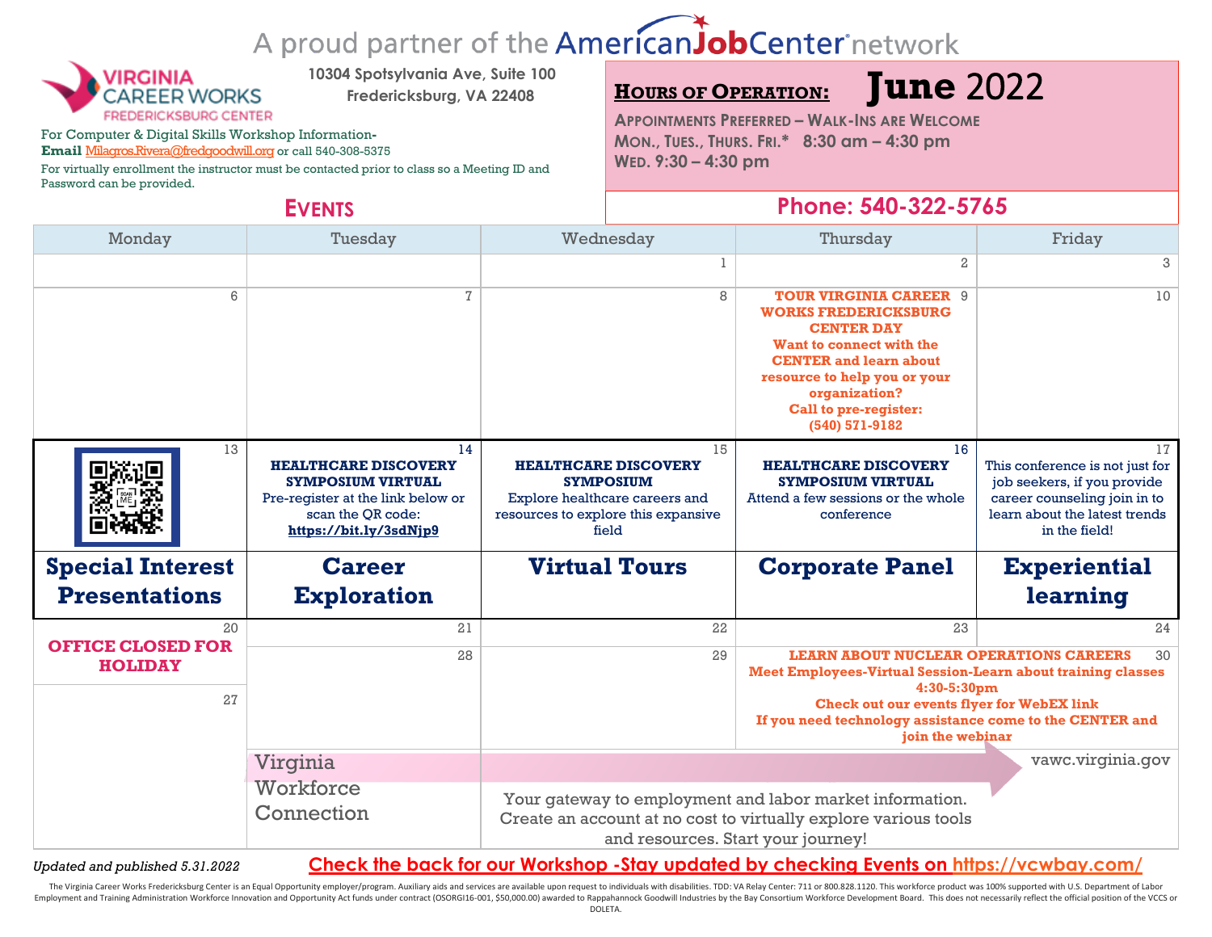A proud partner of the AmericanJobCenter network

**VIRGINIA CAREER WORKS**
FREDERICKSBURG CENTER

**10304 Spotsylvania Ave, Suite 100**
**Fredericksburg, VA 22408**

For Computer & Digital Skills Workshop Information-
**Email** Milagros.Rivera@fredgoodwill.org or call 540-308-5375
For virtually enrollment the instructor must be contacted prior to class so a Meeting ID and Password can be provided.

## Hours of Operation: June 2022

**Appointments Preferred – Walk-Ins are Welcome**
**Mon., Tues., Thurs. Fri.* 8:30 am – 4:30 pm**
**Wed. 9:30 – 4:30 pm**

**Phone: 540-322-5765**

## Events

| Monday | Tuesday | Wednesday | Thursday | Friday |
|---|---|---|---|---|
| | | 1 | 2 | 3 |
| 6 | 7 | 8 | 9 **TOUR VIRGINIA CAREER WORKS FREDERICKSBURG CENTER DAY** Want to connect with the CENTER and learn about resource to help you or your organization? Call to pre-register: (540) 571-9182 | 10 |
| 13 | 14 **HEALTHCARE DISCOVERY SYMPOSIUM VIRTUAL** Pre-register at the link below or scan the QR code: **https://bit.ly/3sdNjp9** | 15 **HEALTHCARE DISCOVERY SYMPOSIUM** Explore healthcare careers and resources to explore this expansive field | 16 **HEALTHCARE DISCOVERY SYMPOSIUM VIRTUAL** Attend a few sessions or the whole conference | 17 This conference is not just for job seekers, if you provide career counseling join in to learn about the latest trends in the field! |
| **Special Interest Presentations** | **Career Exploration** | **Virtual Tours** | **Corporate Panel** | **Experiential learning** |
| 20 **OFFICE CLOSED FOR HOLIDAY** | 21 | 22 | 23 | 24 |
| 27 | 28 | 29 | 30 **LEARN ABOUT NUCLEAR OPERATIONS CAREERS** Meet Employees-Virtual Session-Learn about training classes 4:30-5:30pm. Check out our events flyer for WebEX link. If you need technology assistance come to the CENTER and join the webinar | |

Virginia Workforce Connection — vawc.virginia.gov

Your gateway to employment and labor market information. Create an account at no cost to virtually explore various tools and resources. Start your journey!

*Updated and published 5.31.2022*

**Check the back for our Workshop -Stay updated by checking Events on https://vcwbay.com/**

The Virginia Career Works Fredericksburg Center is an Equal Opportunity employer/program. Auxiliary aids and services are available upon request to individuals with disabilities. TDD: VA Relay Center: 711 or 800.828.1120. This workforce product was 100% supported with U.S. Department of Labor Employment and Training Administration Workforce Innovation and Opportunity Act funds under contract (OSORGI16-001, $50,000.00) awarded to Rappahannock Goodwill Industries by the Bay Consortium Workforce Development Board. This does not necessarily reflect the official position of the VCCS or DOLETA.